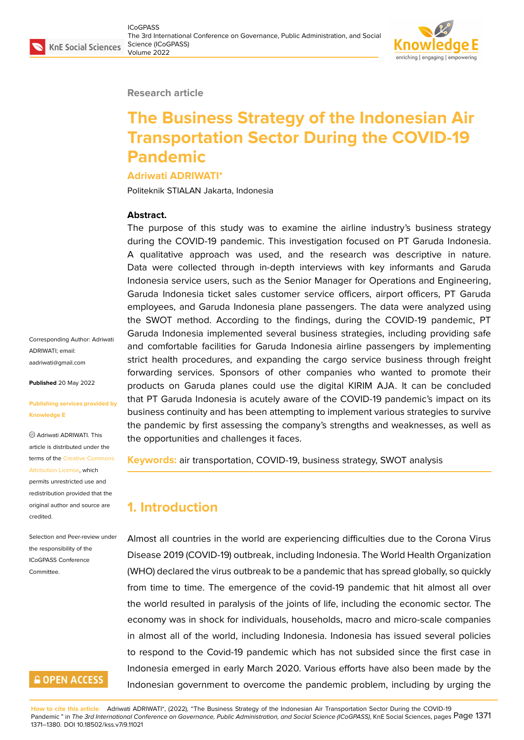Research article

# The Business Strategy of the Indonesian Air Transportation Sector During the COVID-19 Pandemic

**Adriwati ADRIWATI***

Politeknik STIALAN Jakarta, Indonesia

**Abstract.**
The purpose of this study was to examine the airline industry's business strategy during the COVID-19 pandemic. This investigation focused on PT Garuda Indonesia. A qualitative approach was used, and the research was descriptive in nature. Data were collected through in-depth interviews with key informants and Garuda Indonesia service users, such as the Senior Manager for Operations and Engineering, Garuda Indonesia ticket sales customer service officers, airport officers, PT Garuda employees, and Garuda Indonesia plane passengers. The data were analyzed using the SWOT method. According to the findings, during the COVID-19 pandemic, PT Garuda Indonesia implemented several business strategies, including providing safe and comfortable facilities for Garuda Indonesia airline passengers by implementing strict health procedures, and expanding the cargo service business through freight forwarding services. Sponsors of other companies who wanted to promote their products on Garuda planes could use the digital KIRIM AJA. It can be concluded that PT Garuda Indonesia is acutely aware of the COVID-19 pandemic's impact on its business continuity and has been attempting to implement various strategies to survive the pandemic by first assessing the company's strengths and weaknesses, as well as the opportunities and challenges it faces.

**Keywords:** air transportation, COVID-19, business strategy, SWOT analysis

Corresponding Author: Adriwati ADRIWATI; email: aadriwati@gmail.com

**Published** 20 May 2022

**Publishing services provided by Knowledge E**

© Adriwati ADRIWATI. This article is distributed under the terms of the Creative Commons Attribution License, which permits unrestricted use and redistribution provided that the original author and source are credited.

Selection and Peer-review under the responsibility of the ICoGPASS Conference Committee.

## 1. Introduction

Almost all countries in the world are experiencing difficulties due to the Corona Virus Disease 2019 (COVID-19) outbreak, including Indonesia. The World Health Organization (WHO) declared the virus outbreak to be a pandemic that has spread globally, so quickly from time to time. The emergence of the covid-19 pandemic that hit almost all over the world resulted in paralysis of the joints of life, including the economic sector. The economy was in shock for individuals, households, macro and micro-scale companies in almost all of the world, including Indonesia. Indonesia has issued several policies to respond to the Covid-19 pandemic which has not subsided since the first case in Indonesia emerged in early March 2020. Various efforts have also been made by the Indonesian government to overcome the pandemic problem, including by urging the

How to cite this article: Adriwati ADRIWATI*, (2022), "The Business Strategy of the Indonesian Air Transportation Sector During the COVID-19 Pandemic " in *The 3rd International Conference on Governance, Public Administration, and Social Science (ICoGPASS)*, KnE Social Sciences, pages 1371–1380. DOI 10.18502/kss.v7i9.11021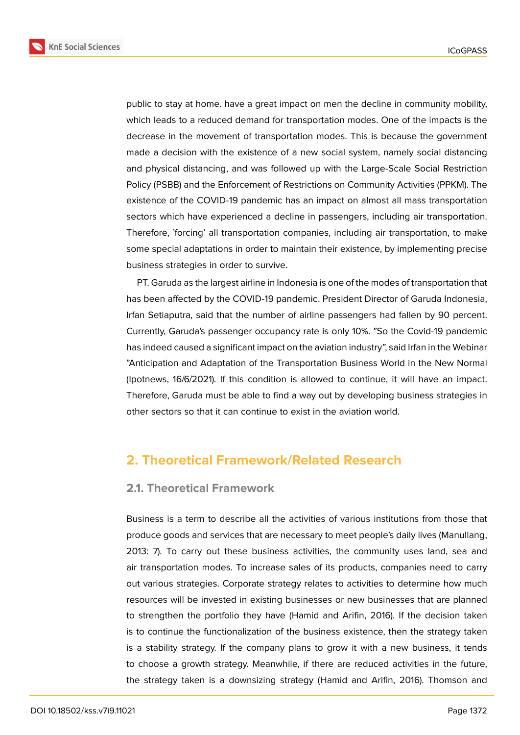public to stay at home. have a great impact on men the decline in community mobility, which leads to a reduced demand for transportation modes. One of the impacts is the decrease in the movement of transportation modes. This is because the government made a decision with the existence of a new social system, namely social distancing and physical distancing, and was followed up with the Large-Scale Social Restriction Policy (PSBB) and the Enforcement of Restrictions on Community Activities (PPKM). The existence of the COVID-19 pandemic has an impact on almost all mass transportation sectors which have experienced a decline in passengers, including air transportation. Therefore, 'forcing' all transportation companies, including air transportation, to make some special adaptations in order to maintain their existence, by implementing precise business strategies in order to survive.

PT. Garuda as the largest airline in Indonesia is one of the modes of transportation that has been affected by the COVID-19 pandemic. President Director of Garuda Indonesia, Irfan Setiaputra, said that the number of airline passengers had fallen by 90 percent. Currently, Garuda's passenger occupancy rate is only 10%. "So the Covid-19 pandemic has indeed caused a significant impact on the aviation industry", said Irfan in the Webinar "Anticipation and Adaptation of the Transportation Business World in the New Normal (Ipotnews, 16/6/2021). If this condition is allowed to continue, it will have an impact. Therefore, Garuda must be able to find a way out by developing business strategies in other sectors so that it can continue to exist in the aviation world.

## 2. Theoretical Framework/Related Research

### 2.1. Theoretical Framework

Business is a term to describe all the activities of various institutions from those that produce goods and services that are necessary to meet people's daily lives (Manullang, 2013: 7). To carry out these business activities, the community uses land, sea and air transportation modes. To increase sales of its products, companies need to carry out various strategies. Corporate strategy relates to activities to determine how much resources will be invested in existing businesses or new businesses that are planned to strengthen the portfolio they have (Hamid and Arifin, 2016). If the decision taken is to continue the functionalization of the business existence, then the strategy taken is a stability strategy. If the company plans to grow it with a new business, it tends to choose a growth strategy. Meanwhile, if there are reduced activities in the future, the strategy taken is a downsizing strategy (Hamid and Arifin, 2016). Thomson and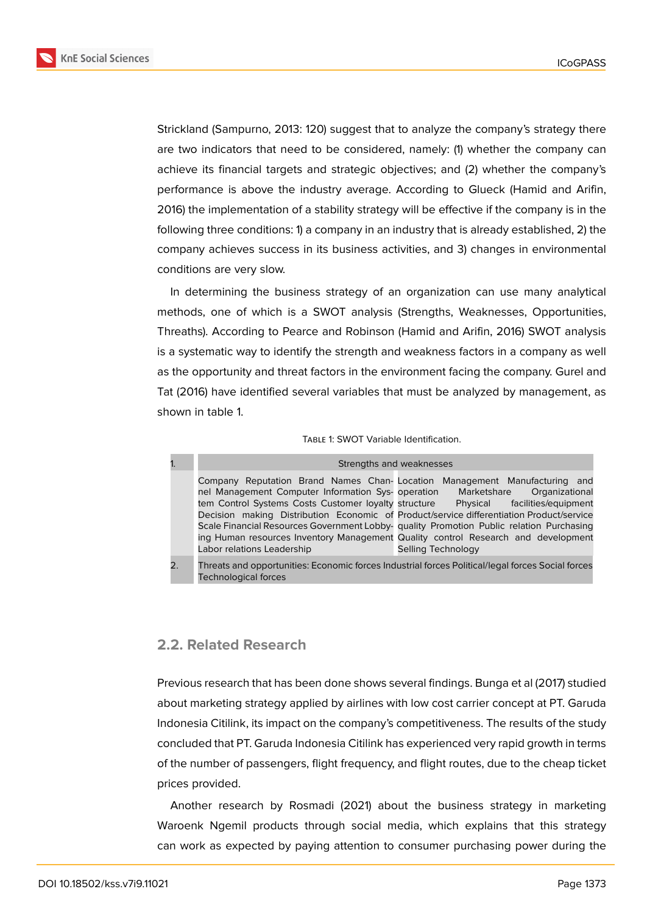Strickland (Sampurno, 2013: 120) suggest that to analyze the company's strategy there are two indicators that need to be considered, namely: (1) whether the company can achieve its financial targets and strategic objectives; and (2) whether the company's performance is above the industry average. According to Glueck (Hamid and Arifin, 2016) the implementation of a stability strategy will be effective if the company is in the following three conditions: 1) a company in an industry that is already established, 2) the company achieves success in its business activities, and 3) changes in environmental conditions are very slow.

In determining the business strategy of an organization can use many analytical methods, one of which is a SWOT analysis (Strengths, Weaknesses, Opportunities, Threaths). According to Pearce and Robinson (Hamid and Arifin, 2016) SWOT analysis is a systematic way to identify the strength and weakness factors in a company as well as the opportunity and threat factors in the environment facing the company. Gurel and Tat (2016) have identified several variables that must be analyzed by management, as shown in table 1.

Table 1: SWOT Variable Identification.

| 1. | Strengths and weaknesses | |
|---|---|---|
| | Company Reputation Brand Names Channel Management Computer Information System Control Systems Costs Customer loyalty Decision making Distribution Economic of Scale Financial Resources Government Lobbying Human resources Inventory Management Labor relations Leadership | Location Management Manufacturing and operation Marketshare Organizational structure Physical facilities/equipment Product/service differentiation Product/service quality Promotion Public relation Purchasing Quality control Research and development Selling Technology |
| 2. | Threats and opportunities: Economic forces Industrial forces Political/legal forces Social forces Technological forces | |

## 2.2. Related Research

Previous research that has been done shows several findings. Bunga et al (2017) studied about marketing strategy applied by airlines with low cost carrier concept at PT. Garuda Indonesia Citilink, its impact on the company's competitiveness. The results of the study concluded that PT. Garuda Indonesia Citilink has experienced very rapid growth in terms of the number of passengers, flight frequency, and flight routes, due to the cheap ticket prices provided.

Another research by Rosmadi (2021) about the business strategy in marketing Waroenk Ngemil products through social media, which explains that this strategy can work as expected by paying attention to consumer purchasing power during the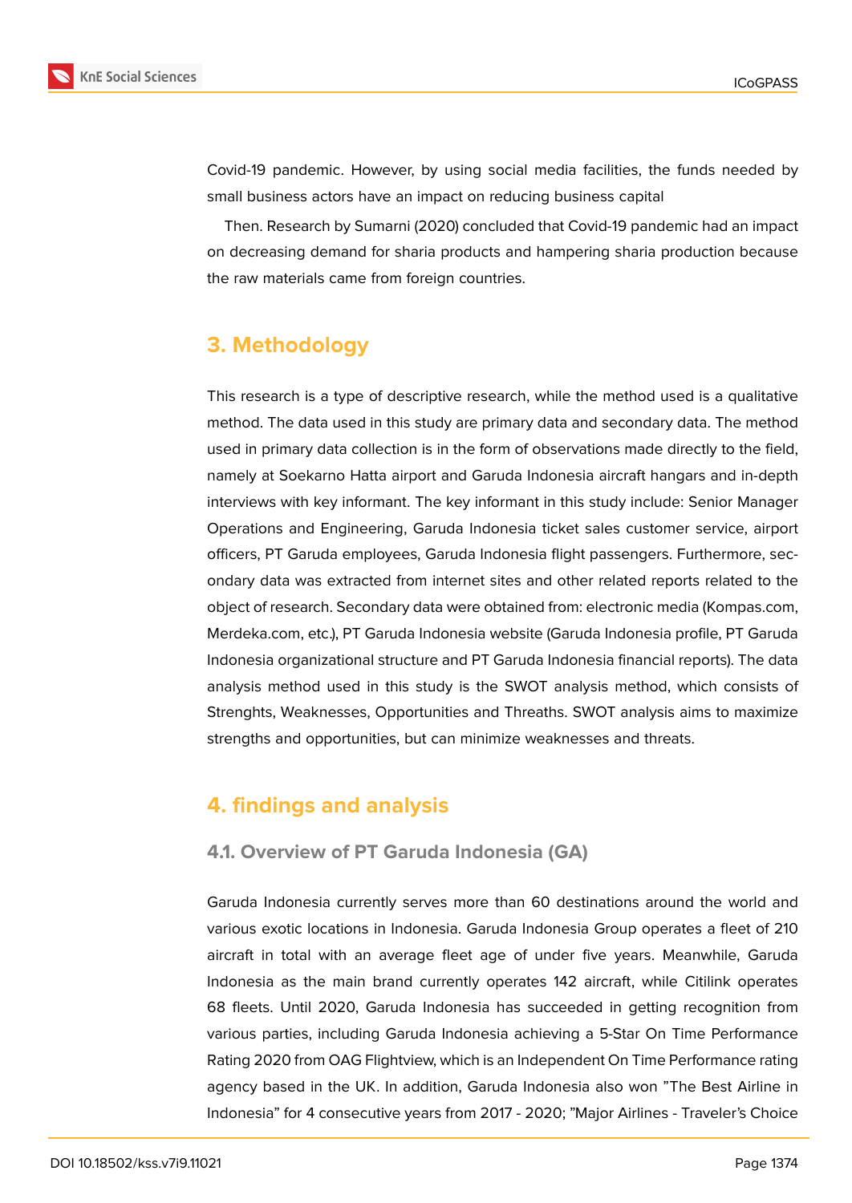Covid-19 pandemic. However, by using social media facilities, the funds needed by small business actors have an impact on reducing business capital

Then. Research by Sumarni (2020) concluded that Covid-19 pandemic had an impact on decreasing demand for sharia products and hampering sharia production because the raw materials came from foreign countries.

## 3. Methodology

This research is a type of descriptive research, while the method used is a qualitative method. The data used in this study are primary data and secondary data. The method used in primary data collection is in the form of observations made directly to the field, namely at Soekarno Hatta airport and Garuda Indonesia aircraft hangars and in-depth interviews with key informant. The key informant in this study include: Senior Manager Operations and Engineering, Garuda Indonesia ticket sales customer service, airport officers, PT Garuda employees, Garuda Indonesia flight passengers. Furthermore, secondary data was extracted from internet sites and other related reports related to the object of research. Secondary data were obtained from: electronic media (Kompas.com, Merdeka.com, etc.), PT Garuda Indonesia website (Garuda Indonesia profile, PT Garuda Indonesia organizational structure and PT Garuda Indonesia financial reports). The data analysis method used in this study is the SWOT analysis method, which consists of Strenghts, Weaknesses, Opportunities and Threaths. SWOT analysis aims to maximize strengths and opportunities, but can minimize weaknesses and threats.

## 4. findings and analysis

### 4.1. Overview of PT Garuda Indonesia (GA)

Garuda Indonesia currently serves more than 60 destinations around the world and various exotic locations in Indonesia. Garuda Indonesia Group operates a fleet of 210 aircraft in total with an average fleet age of under five years. Meanwhile, Garuda Indonesia as the main brand currently operates 142 aircraft, while Citilink operates 68 fleets. Until 2020, Garuda Indonesia has succeeded in getting recognition from various parties, including Garuda Indonesia achieving a 5-Star On Time Performance Rating 2020 from OAG Flightview, which is an Independent On Time Performance rating agency based in the UK. In addition, Garuda Indonesia also won "The Best Airline in Indonesia" for 4 consecutive years from 2017 - 2020; "Major Airlines - Traveler's Choice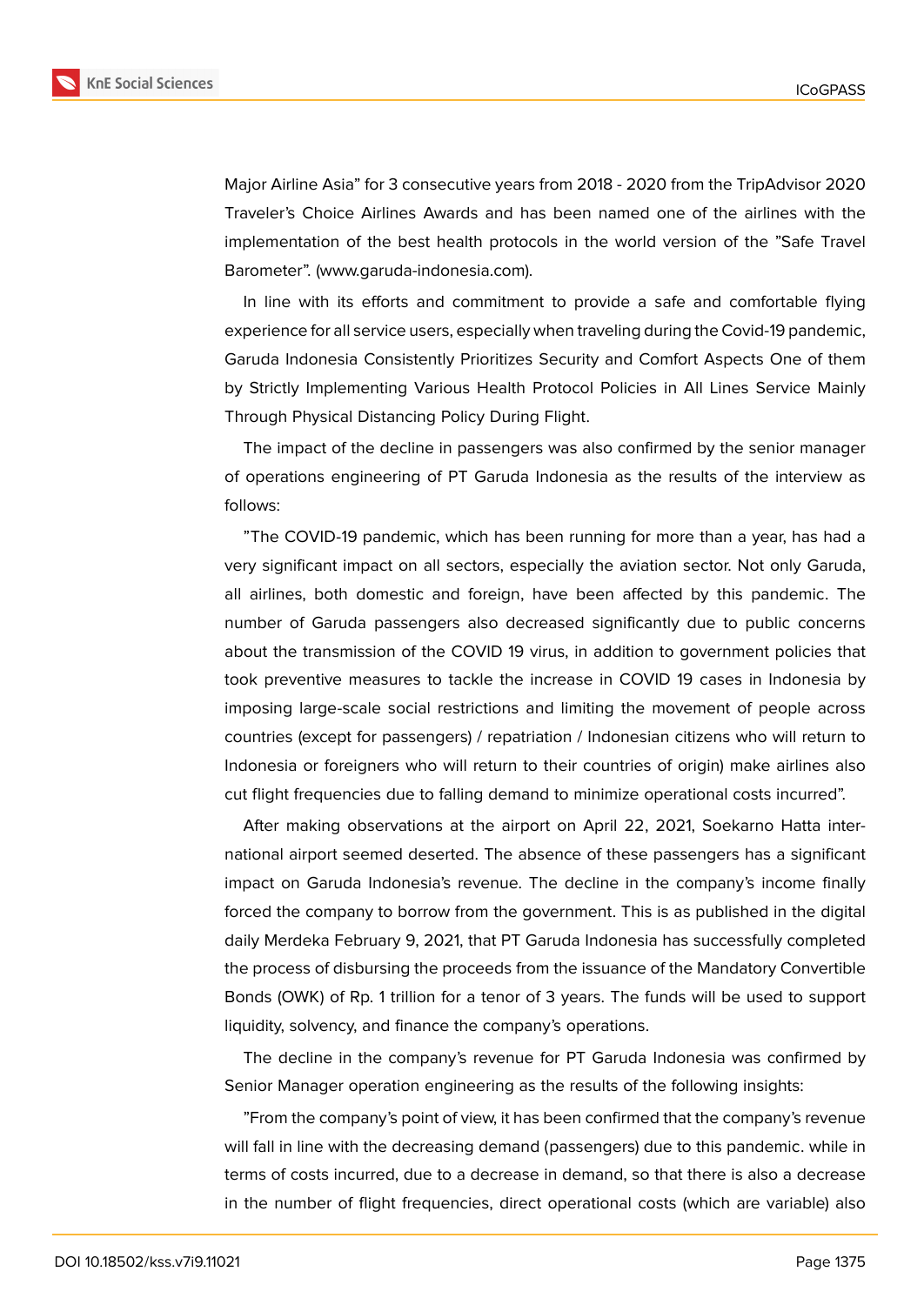Major Airline Asia" for 3 consecutive years from 2018 - 2020 from the TripAdvisor 2020 Traveler's Choice Airlines Awards and has been named one of the airlines with the implementation of the best health protocols in the world version of the "Safe Travel Barometer". (www.garuda-indonesia.com).

In line with its efforts and commitment to provide a safe and comfortable flying experience for all service users, especially when traveling during the Covid-19 pandemic, Garuda Indonesia Consistently Prioritizes Security and Comfort Aspects One of them by Strictly Implementing Various Health Protocol Policies in All Lines Service Mainly Through Physical Distancing Policy During Flight.

The impact of the decline in passengers was also confirmed by the senior manager of operations engineering of PT Garuda Indonesia as the results of the interview as follows:

"The COVID-19 pandemic, which has been running for more than a year, has had a very significant impact on all sectors, especially the aviation sector. Not only Garuda, all airlines, both domestic and foreign, have been affected by this pandemic. The number of Garuda passengers also decreased significantly due to public concerns about the transmission of the COVID 19 virus, in addition to government policies that took preventive measures to tackle the increase in COVID 19 cases in Indonesia by imposing large-scale social restrictions and limiting the movement of people across countries (except for passengers) / repatriation / Indonesian citizens who will return to Indonesia or foreigners who will return to their countries of origin) make airlines also cut flight frequencies due to falling demand to minimize operational costs incurred".

After making observations at the airport on April 22, 2021, Soekarno Hatta international airport seemed deserted. The absence of these passengers has a significant impact on Garuda Indonesia's revenue. The decline in the company's income finally forced the company to borrow from the government. This is as published in the digital daily Merdeka February 9, 2021, that PT Garuda Indonesia has successfully completed the process of disbursing the proceeds from the issuance of the Mandatory Convertible Bonds (OWK) of Rp. 1 trillion for a tenor of 3 years. The funds will be used to support liquidity, solvency, and finance the company's operations.

The decline in the company's revenue for PT Garuda Indonesia was confirmed by Senior Manager operation engineering as the results of the following insights:

"From the company's point of view, it has been confirmed that the company's revenue will fall in line with the decreasing demand (passengers) due to this pandemic. while in terms of costs incurred, due to a decrease in demand, so that there is also a decrease in the number of flight frequencies, direct operational costs (which are variable) also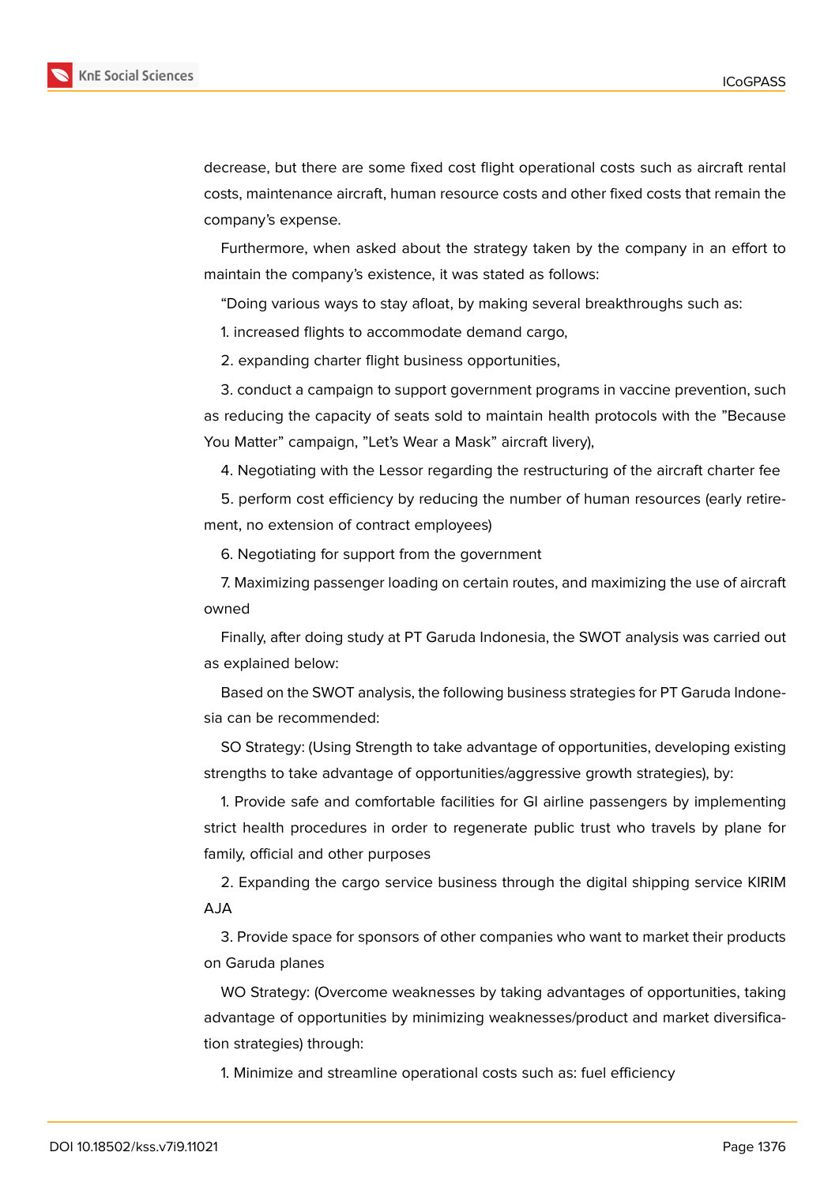decrease, but there are some fixed cost flight operational costs such as aircraft rental costs, maintenance aircraft, human resource costs and other fixed costs that remain the company's expense.

Furthermore, when asked about the strategy taken by the company in an effort to maintain the company's existence, it was stated as follows:

"Doing various ways to stay afloat, by making several breakthroughs such as:

1. increased flights to accommodate demand cargo,

2. expanding charter flight business opportunities,

3. conduct a campaign to support government programs in vaccine prevention, such as reducing the capacity of seats sold to maintain health protocols with the "Because You Matter" campaign, "Let's Wear a Mask" aircraft livery),

4. Negotiating with the Lessor regarding the restructuring of the aircraft charter fee

5. perform cost efficiency by reducing the number of human resources (early retirement, no extension of contract employees)

6. Negotiating for support from the government

7. Maximizing passenger loading on certain routes, and maximizing the use of aircraft owned

Finally, after doing study at PT Garuda Indonesia, the SWOT analysis was carried out as explained below:

Based on the SWOT analysis, the following business strategies for PT Garuda Indonesia can be recommended:

SO Strategy: (Using Strength to take advantage of opportunities, developing existing strengths to take advantage of opportunities/aggressive growth strategies), by:

1. Provide safe and comfortable facilities for GI airline passengers by implementing strict health procedures in order to regenerate public trust who travels by plane for family, official and other purposes

2. Expanding the cargo service business through the digital shipping service KIRIM AJA

3. Provide space for sponsors of other companies who want to market their products on Garuda planes

WO Strategy: (Overcome weaknesses by taking advantages of opportunities, taking advantage of opportunities by minimizing weaknesses/product and market diversification strategies) through:

1. Minimize and streamline operational costs such as: fuel efficiency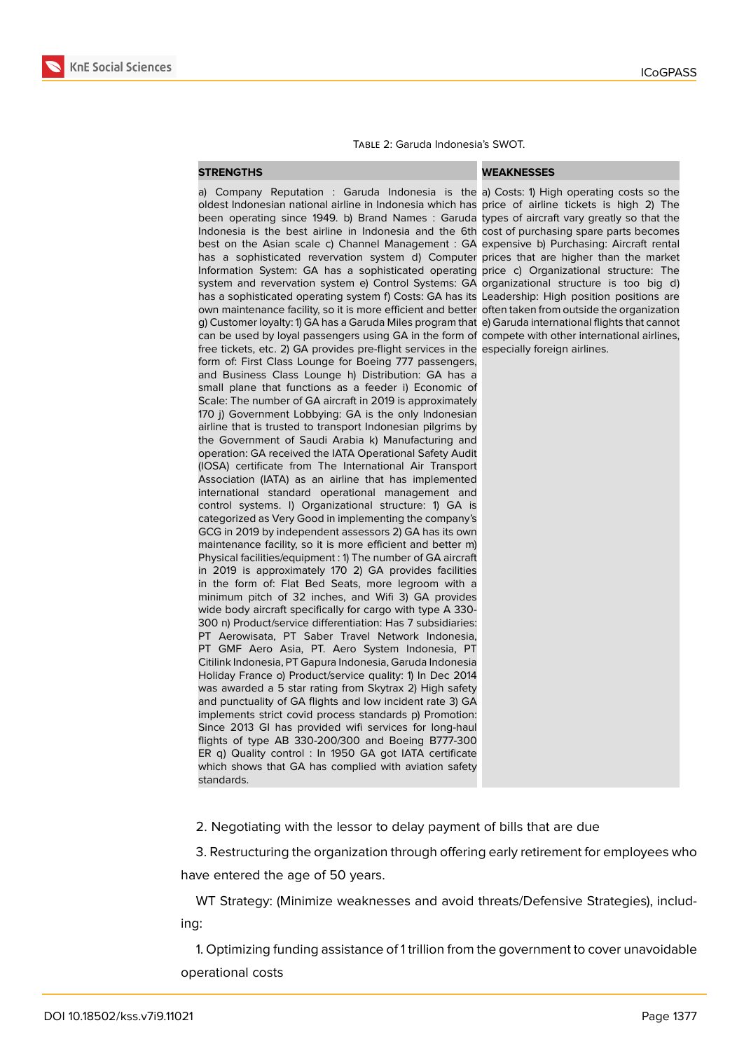Table 2: Garuda Indonesia's SWOT.

| STRENGTHS | WEAKNESSES |
|---|---|
| a) Company Reputation : Garuda Indonesia is the oldest Indonesian national airline in Indonesia which has been operating since 1949. b) Brand Names : Garuda Indonesia is the best airline in Indonesia and the 6th best on the Asian scale c) Channel Management : GA has a sophisticated revervation system d) Computer Information System: GA has a sophisticated operating system and revervation system e) Control Systems: GA has a sophisticated operating system f) Costs: GA has its own maintenance facility, so it is more efficient and better g) Customer loyalty: 1) GA has a Garuda Miles program that can be used by loyal passengers using GA in the form of free tickets, etc. 2) GA provides pre-flight services in the form of: First Class Lounge for Boeing 777 passengers, and Business Class Lounge h) Distribution: GA has a small plane that functions as a feeder i) Economic of Scale: The number of GA aircraft in 2019 is approximately 170 j) Government Lobbying: GA is the only Indonesian airline that is trusted to transport Indonesian pilgrims by the Government of Saudi Arabia k) Manufacturing and operation: GA received the IATA Operational Safety Audit (IOSA) certificate from The International Air Transport Association (IATA) as an airline that has implemented international standard operational management and control systems. l) Organizational structure: 1) GA is categorized as Very Good in implementing the company's GCG in 2019 by independent assessors 2) GA has its own maintenance facility, so it is more efficient and better m) Physical facilities/equipment : 1) The number of GA aircraft in 2019 is approximately 170 2) GA provides facilities in the form of: Flat Bed Seats, more legroom with a minimum pitch of 32 inches, and Wifi 3) GA provides wide body aircraft specifically for cargo with type A 330-300 n) Product/service differentiation: Has 7 subsidiaries: PT Aerowisata, PT Saber Travel Network Indonesia, PT GMF Aero Asia, PT. Aero System Indonesia, PT Citilink Indonesia, PT Gapura Indonesia, Garuda Indonesia Holiday France o) Product/service quality: 1) In Dec 2014 was awarded a 5 star rating from Skytrax 2) High safety and punctuality of GA flights and low incident rate 3) GA implements strict covid process standards p) Promotion: Since 2013 GI has provided wifi services for long-haul flights of type AB 330-200/300 and Boeing B777-300 ER q) Quality control : In 1950 GA got IATA certificate which shows that GA has complied with aviation safety standards. | a) Costs: 1) High operating costs so the price of airline tickets is high 2) The types of aircraft vary greatly so that the cost of purchasing spare parts becomes expensive b) Purchasing: Aircraft rental prices that are higher than the market price c) Organizational structure: The organizational structure is too big d) Leadership: High position positions are often taken from outside the organization e) Garuda international flights that cannot compete with other international airlines, especially foreign airlines. |

2. Negotiating with the lessor to delay payment of bills that are due

3. Restructuring the organization through offering early retirement for employees who have entered the age of 50 years.

WT Strategy: (Minimize weaknesses and avoid threats/Defensive Strategies), including:

1. Optimizing funding assistance of 1 trillion from the government to cover unavoidable operational costs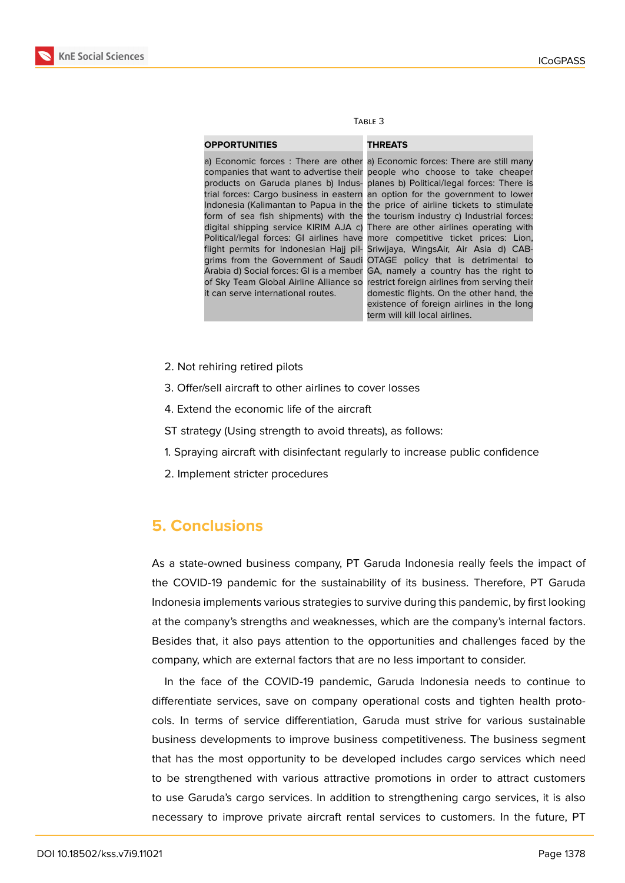Table 3

| OPPORTUNITIES | THREATS |
|---|---|
| a) Economic forces : There are other companies that want to advertise their products on Garuda planes b) Industrial forces: Cargo business in eastern Indonesia (Kalimantan to Papua in the form of sea fish shipments) with the digital shipping service KIRIM AJA c) Political/legal forces: GI airlines have flight permits for Indonesian Hajj pilgrims from the Government of Saudi Arabia d) Social forces: GI is a member of Sky Team Global Airline Alliance so it can serve international routes. | a) Economic forces: There are still many people who choose to take cheaper planes b) Political/legal forces: There is an option for the government to lower the price of airline tickets to stimulate the tourism industry c) Industrial forces: There are other airlines operating with more competitive ticket prices: Lion, Sriwijaya, WingsAir, Air Asia d) CABOTAGE policy that is detrimental to GA, namely a country has the right to restrict foreign airlines from serving their domestic flights. On the other hand, the existence of foreign airlines in the long term will kill local airlines. |

2. Not rehiring retired pilots

3. Offer/sell aircraft to other airlines to cover losses

4. Extend the economic life of the aircraft

ST strategy (Using strength to avoid threats), as follows:

1. Spraying aircraft with disinfectant regularly to increase public confidence

2. Implement stricter procedures

## 5. Conclusions

As a state-owned business company, PT Garuda Indonesia really feels the impact of the COVID-19 pandemic for the sustainability of its business. Therefore, PT Garuda Indonesia implements various strategies to survive during this pandemic, by first looking at the company's strengths and weaknesses, which are the company's internal factors. Besides that, it also pays attention to the opportunities and challenges faced by the company, which are external factors that are no less important to consider.

In the face of the COVID-19 pandemic, Garuda Indonesia needs to continue to differentiate services, save on company operational costs and tighten health protocols. In terms of service differentiation, Garuda must strive for various sustainable business developments to improve business competitiveness. The business segment that has the most opportunity to be developed includes cargo services which need to be strengthened with various attractive promotions in order to attract customers to use Garuda's cargo services. In addition to strengthening cargo services, it is also necessary to improve private aircraft rental services to customers. In the future, PT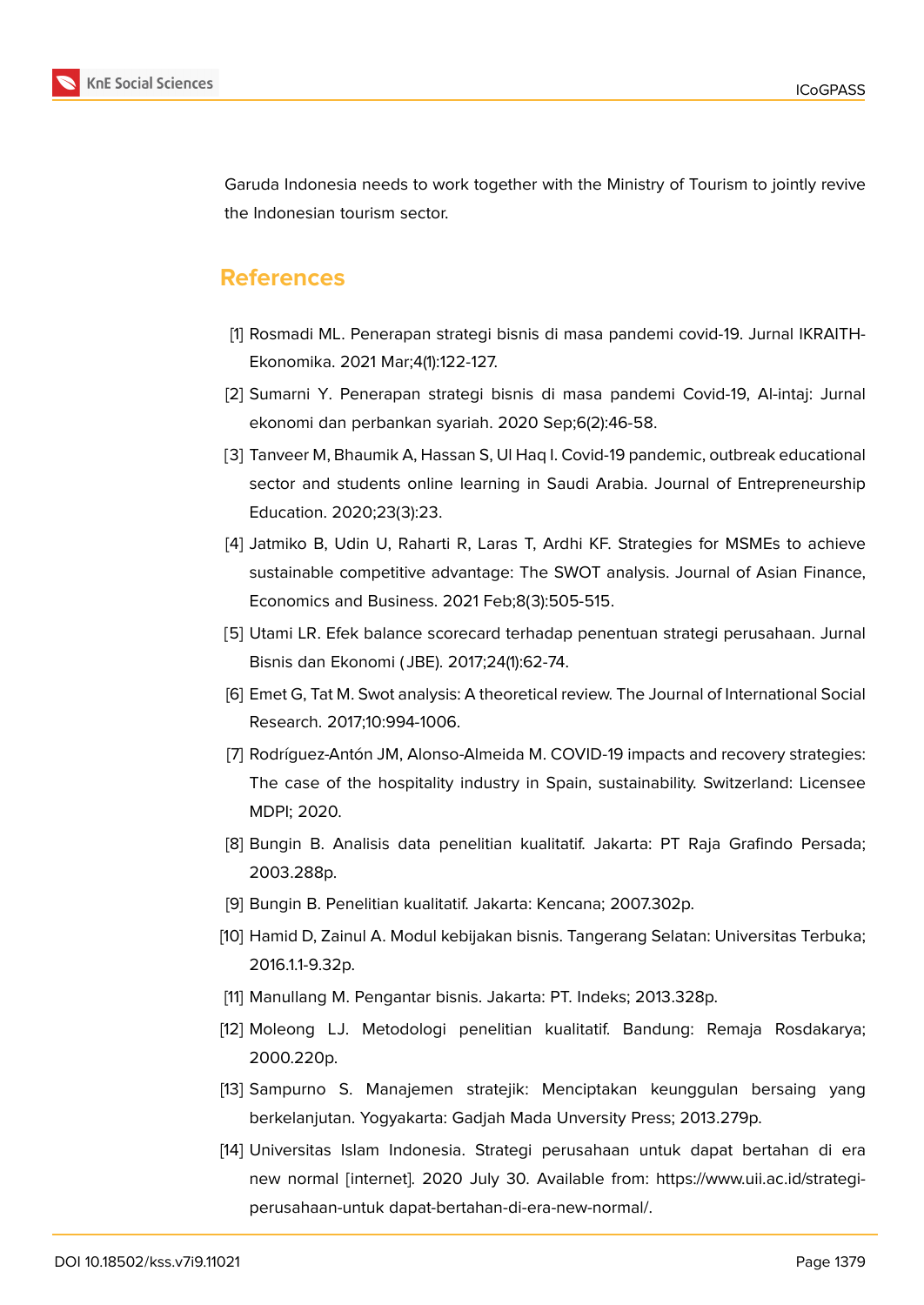Garuda Indonesia needs to work together with the Ministry of Tourism to jointly revive the Indonesian tourism sector.

## References

[1] Rosmadi ML. Penerapan strategi bisnis di masa pandemi covid-19. Jurnal IKRAITH-Ekonomika. 2021 Mar;4(1):122-127.

[2] Sumarni Y. Penerapan strategi bisnis di masa pandemi Covid-19, Al-intaj: Jurnal ekonomi dan perbankan syariah. 2020 Sep;6(2):46-58.

[3] Tanveer M, Bhaumik A, Hassan S, Ul Haq I. Covid-19 pandemic, outbreak educational sector and students online learning in Saudi Arabia. Journal of Entrepreneurship Education. 2020;23(3):23.

[4] Jatmiko B, Udin U, Raharti R, Laras T, Ardhi KF. Strategies for MSMEs to achieve sustainable competitive advantage: The SWOT analysis. Journal of Asian Finance, Economics and Business. 2021 Feb;8(3):505-515.

[5] Utami LR. Efek balance scorecard terhadap penentuan strategi perusahaan. Jurnal Bisnis dan Ekonomi (JBE). 2017;24(1):62-74.

[6] Emet G, Tat M. Swot analysis: A theoretical review. The Journal of International Social Research. 2017;10:994-1006.

[7] Rodríguez-Antón JM, Alonso-Almeida M. COVID-19 impacts and recovery strategies: The case of the hospitality industry in Spain, sustainability. Switzerland: Licensee MDPI; 2020.

[8] Bungin B. Analisis data penelitian kualitatif. Jakarta: PT Raja Grafindo Persada; 2003.288p.

[9] Bungin B. Penelitian kualitatif. Jakarta: Kencana; 2007.302p.

[10] Hamid D, Zainul A. Modul kebijakan bisnis. Tangerang Selatan: Universitas Terbuka; 2016.1.1-9.32p.

[11] Manullang M. Pengantar bisnis. Jakarta: PT. Indeks; 2013.328p.

[12] Moleong LJ. Metodologi penelitian kualitatif. Bandung: Remaja Rosdakarya; 2000.220p.

[13] Sampurno S. Manajemen stratejik: Menciptakan keunggulan bersaing yang berkelanjutan. Yogyakarta: Gadjah Mada Unversity Press; 2013.279p.

[14] Universitas Islam Indonesia. Strategi perusahaan untuk dapat bertahan di era new normal [internet]. 2020 July 30. Available from: https://www.uii.ac.id/strategi-perusahaan-untuk dapat-bertahan-di-era-new-normal/.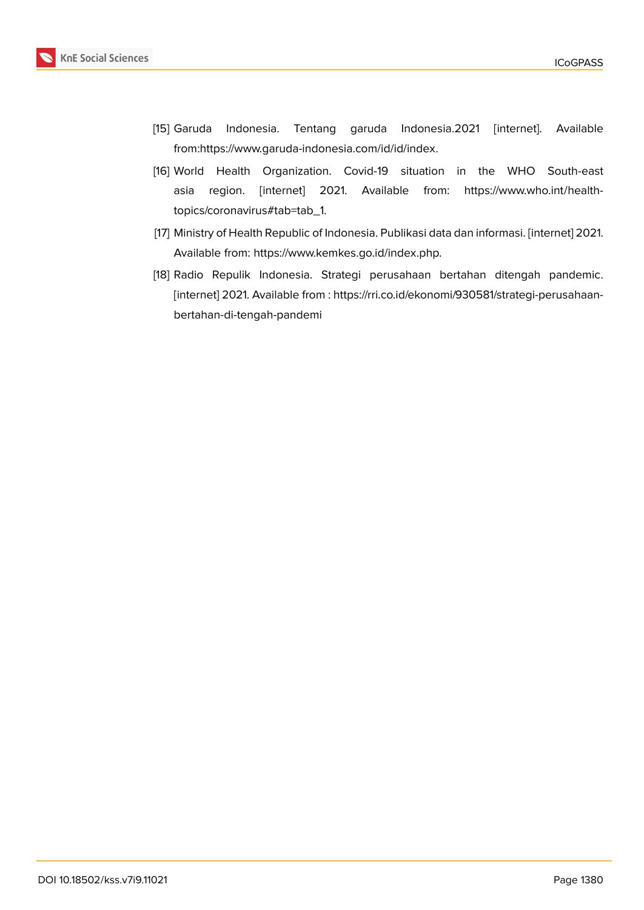[15] Garuda Indonesia. Tentang garuda Indonesia.2021 [internet]. Available from:https://www.garuda-indonesia.com/id/id/index.

[16] World Health Organization. Covid-19 situation in the WHO South-east asia region. [internet] 2021. Available from: https://www.who.int/health-topics/coronavirus#tab=tab_1.

[17] Ministry of Health Republic of Indonesia. Publikasi data dan informasi. [internet] 2021. Available from: https://www.kemkes.go.id/index.php.

[18] Radio Repulik Indonesia. Strategi perusahaan bertahan ditengah pandemic. [internet] 2021. Available from : https://rri.co.id/ekonomi/930581/strategi-perusahaan-bertahan-di-tengah-pandemi